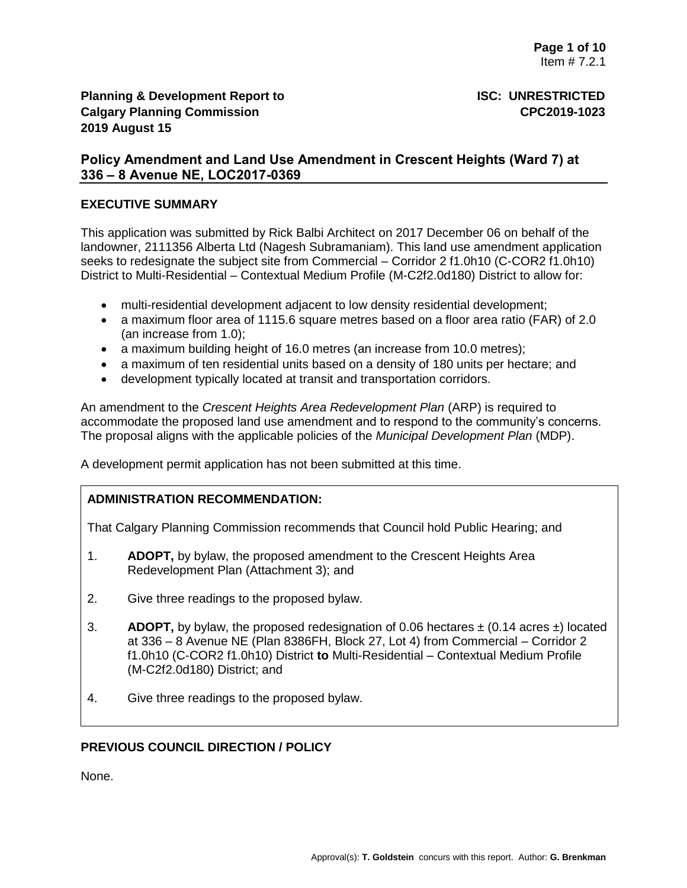Item # 7.2.1

**Planning & Development Report to Calgary Planning Commission**
**2019 August 15**

**ISC: UNRESTRICTED**
**CPC2019-1023**

## Policy Amendment and Land Use Amendment in Crescent Heights (Ward 7) at 336 – 8 Avenue NE, LOC2017-0369

### EXECUTIVE SUMMARY

This application was submitted by Rick Balbi Architect on 2017 December 06 on behalf of the landowner, 2111356 Alberta Ltd (Nagesh Subramaniam). This land use amendment application seeks to redesignate the subject site from Commercial – Corridor 2 f1.0h10 (C-COR2 f1.0h10) District to Multi-Residential – Contextual Medium Profile (M-C2f2.0d180) District to allow for:

- multi-residential development adjacent to low density residential development;
- a maximum floor area of 1115.6 square metres based on a floor area ratio (FAR) of 2.0 (an increase from 1.0);
- a maximum building height of 16.0 metres (an increase from 10.0 metres);
- a maximum of ten residential units based on a density of 180 units per hectare; and
- development typically located at transit and transportation corridors.

An amendment to the *Crescent Heights Area Redevelopment Plan* (ARP) is required to accommodate the proposed land use amendment and to respond to the community's concerns. The proposal aligns with the applicable policies of the *Municipal Development Plan* (MDP).

A development permit application has not been submitted at this time.

### ADMINISTRATION RECOMMENDATION:

That Calgary Planning Commission recommends that Council hold Public Hearing; and

1. **ADOPT,** by bylaw, the proposed amendment to the Crescent Heights Area Redevelopment Plan (Attachment 3); and
2. Give three readings to the proposed bylaw.
3. **ADOPT,** by bylaw, the proposed redesignation of 0.06 hectares ± (0.14 acres ±) located at 336 – 8 Avenue NE (Plan 8386FH, Block 27, Lot 4) from Commercial – Corridor 2 f1.0h10 (C-COR2 f1.0h10) District **to** Multi-Residential – Contextual Medium Profile (M-C2f2.0d180) District; and
4. Give three readings to the proposed bylaw.

### PREVIOUS COUNCIL DIRECTION / POLICY

None.

Approval(s): **T. Goldstein** concurs with this report. Author: **G. Brenkman**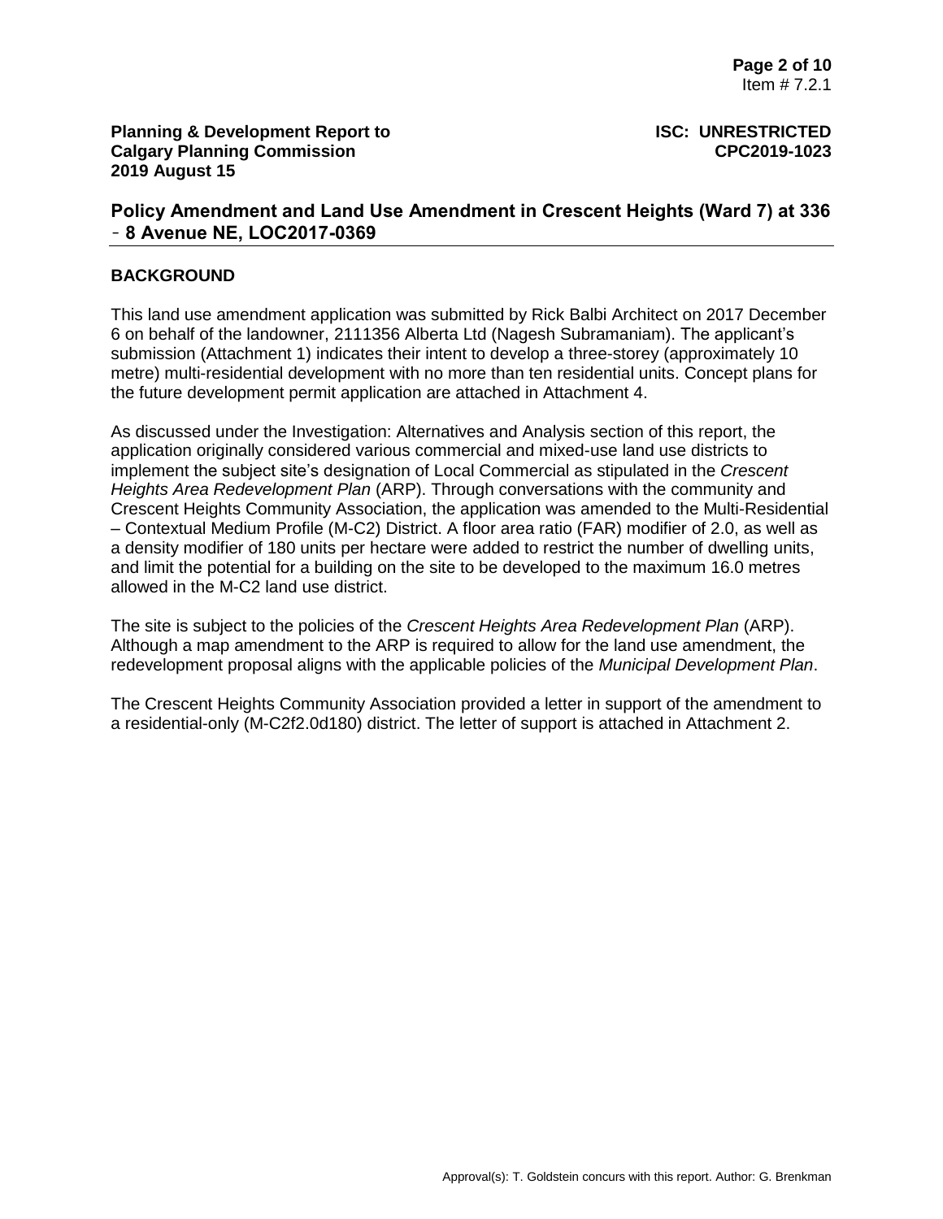**Planning & Development Report to Calgary Planning Commission 2019 August 15**

**ISC: UNRESTRICTED CPC2019-1023**

## Policy Amendment and Land Use Amendment in Crescent Heights (Ward 7) at 336 - 8 Avenue NE, LOC2017-0369

### BACKGROUND

This land use amendment application was submitted by Rick Balbi Architect on 2017 December 6 on behalf of the landowner, 2111356 Alberta Ltd (Nagesh Subramaniam). The applicant's submission (Attachment 1) indicates their intent to develop a three-storey (approximately 10 metre) multi-residential development with no more than ten residential units. Concept plans for the future development permit application are attached in Attachment 4.

As discussed under the Investigation: Alternatives and Analysis section of this report, the application originally considered various commercial and mixed-use land use districts to implement the subject site's designation of Local Commercial as stipulated in the *Crescent Heights Area Redevelopment Plan* (ARP). Through conversations with the community and Crescent Heights Community Association, the application was amended to the Multi-Residential – Contextual Medium Profile (M-C2) District. A floor area ratio (FAR) modifier of 2.0, as well as a density modifier of 180 units per hectare were added to restrict the number of dwelling units, and limit the potential for a building on the site to be developed to the maximum 16.0 metres allowed in the M-C2 land use district.

The site is subject to the policies of the *Crescent Heights Area Redevelopment Plan* (ARP). Although a map amendment to the ARP is required to allow for the land use amendment, the redevelopment proposal aligns with the applicable policies of the *Municipal Development Plan*.

The Crescent Heights Community Association provided a letter in support of the amendment to a residential-only (M-C2f2.0d180) district. The letter of support is attached in Attachment 2.

Approval(s): T. Goldstein concurs with this report. Author: G. Brenkman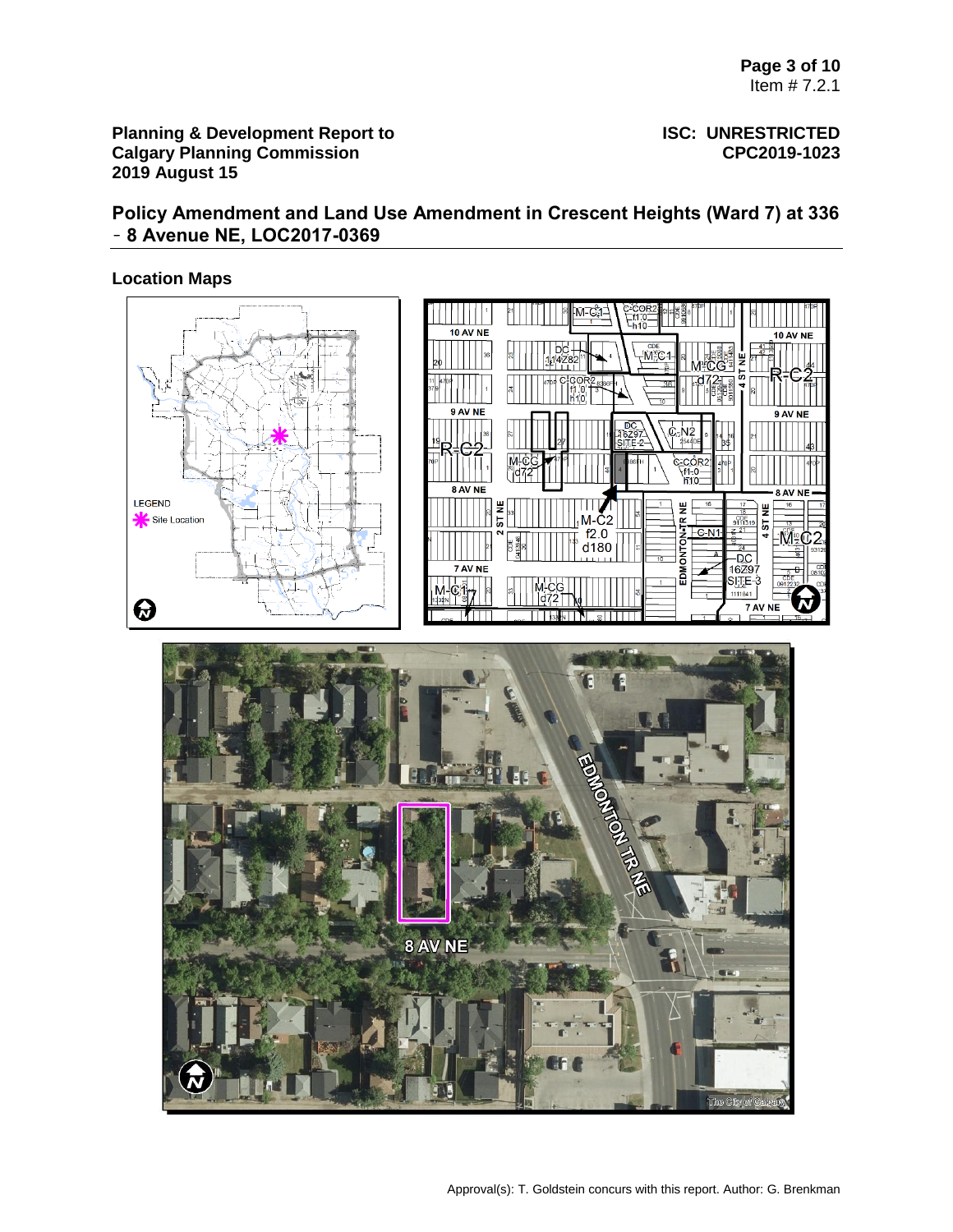**Planning & Development Report to Calgary Planning Commission 2019 August 15**

**ISC: UNRESTRICTED CPC2019-1023**

## Policy Amendment and Land Use Amendment in Crescent Heights (Ward 7) at 336 - 8 Avenue NE, LOC2017-0369

### Location Maps

Approval(s): T. Goldstein concurs with this report. Author: G. Brenkman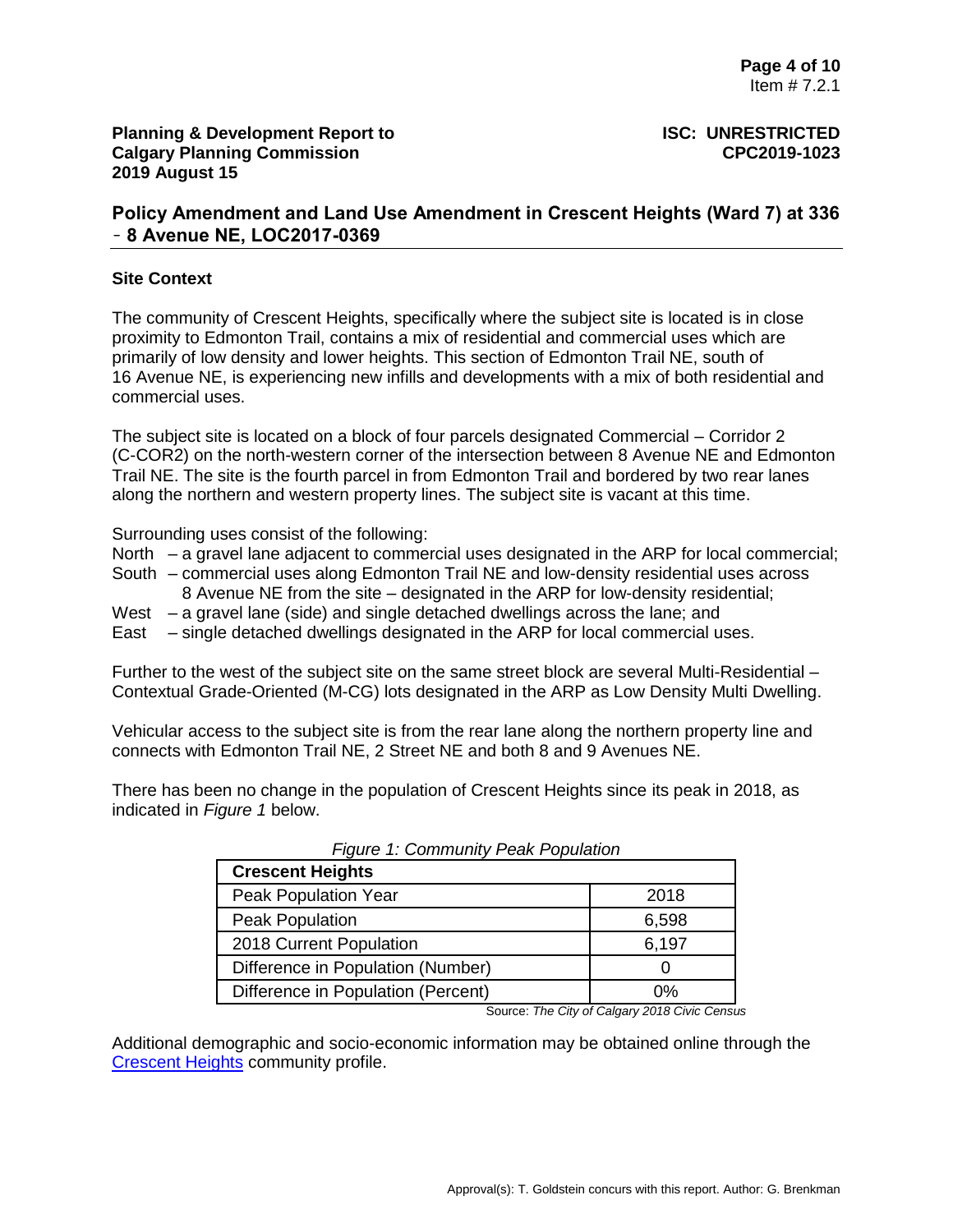**Planning & Development Report to Calgary Planning Commission 2019 August 15**

**ISC: UNRESTRICTED CPC2019-1023**

## Policy Amendment and Land Use Amendment in Crescent Heights (Ward 7) at 336 - 8 Avenue NE, LOC2017-0369

### Site Context

The community of Crescent Heights, specifically where the subject site is located is in close proximity to Edmonton Trail, contains a mix of residential and commercial uses which are primarily of low density and lower heights. This section of Edmonton Trail NE, south of 16 Avenue NE, is experiencing new infills and developments with a mix of both residential and commercial uses.

The subject site is located on a block of four parcels designated Commercial – Corridor 2 (C-COR2) on the north-western corner of the intersection between 8 Avenue NE and Edmonton Trail NE. The site is the fourth parcel in from Edmonton Trail and bordered by two rear lanes along the northern and western property lines. The subject site is vacant at this time.

Surrounding uses consist of the following:

- North – a gravel lane adjacent to commercial uses designated in the ARP for local commercial;
- South – commercial uses along Edmonton Trail NE and low-density residential uses across 8 Avenue NE from the site – designated in the ARP for low-density residential;
- West – a gravel lane (side) and single detached dwellings across the lane; and
- East – single detached dwellings designated in the ARP for local commercial uses.

Further to the west of the subject site on the same street block are several Multi-Residential – Contextual Grade-Oriented (M-CG) lots designated in the ARP as Low Density Multi Dwelling.

Vehicular access to the subject site is from the rear lane along the northern property line and connects with Edmonton Trail NE, 2 Street NE and both 8 and 9 Avenues NE.

There has been no change in the population of Crescent Heights since its peak in 2018, as indicated in *Figure 1* below.

*Figure 1: Community Peak Population*

| **Crescent Heights** | |
|---|---|
| Peak Population Year | 2018 |
| Peak Population | 6,598 |
| 2018 Current Population | 6,197 |
| Difference in Population (Number) | 0 |
| Difference in Population (Percent) | 0% |

Source: *The City of Calgary 2018 Civic Census*

Additional demographic and socio-economic information may be obtained online through the [Crescent Heights](Crescent Heights) community profile.

Approval(s): T. Goldstein concurs with this report. Author: G. Brenkman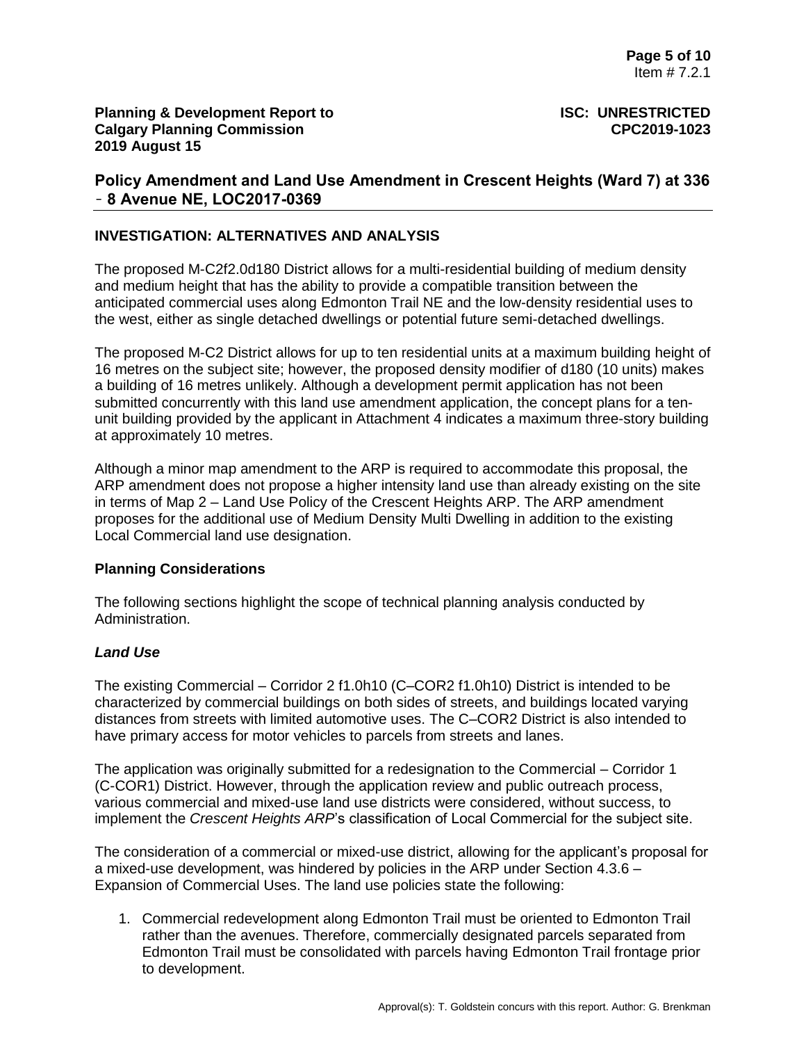## INVESTIGATION: ALTERNATIVES AND ANALYSIS

The proposed M-C2f2.0d180 District allows for a multi-residential building of medium density and medium height that has the ability to provide a compatible transition between the anticipated commercial uses along Edmonton Trail NE and the low-density residential uses to the west, either as single detached dwellings or potential future semi-detached dwellings.

The proposed M-C2 District allows for up to ten residential units at a maximum building height of 16 metres on the subject site; however, the proposed density modifier of d180 (10 units) makes a building of 16 metres unlikely. Although a development permit application has not been submitted concurrently with this land use amendment application, the concept plans for a ten-unit building provided by the applicant in Attachment 4 indicates a maximum three-story building at approximately 10 metres.

Although a minor map amendment to the ARP is required to accommodate this proposal, the ARP amendment does not propose a higher intensity land use than already existing on the site in terms of Map 2 – Land Use Policy of the Crescent Heights ARP. The ARP amendment proposes for the additional use of Medium Density Multi Dwelling in addition to the existing Local Commercial land use designation.

### Planning Considerations

The following sections highlight the scope of technical planning analysis conducted by Administration.

#### *Land Use*

The existing Commercial – Corridor 2 f1.0h10 (C–COR2 f1.0h10) District is intended to be characterized by commercial buildings on both sides of streets, and buildings located varying distances from streets with limited automotive uses. The C–COR2 District is also intended to have primary access for motor vehicles to parcels from streets and lanes.

The application was originally submitted for a redesignation to the Commercial – Corridor 1 (C-COR1) District. However, through the application review and public outreach process, various commercial and mixed-use land use districts were considered, without success, to implement the *Crescent Heights ARP*'s classification of Local Commercial for the subject site.

The consideration of a commercial or mixed-use district, allowing for the applicant's proposal for a mixed-use development, was hindered by policies in the ARP under Section 4.3.6 – Expansion of Commercial Uses. The land use policies state the following:

1. Commercial redevelopment along Edmonton Trail must be oriented to Edmonton Trail rather than the avenues. Therefore, commercially designated parcels separated from Edmonton Trail must be consolidated with parcels having Edmonton Trail frontage prior to development.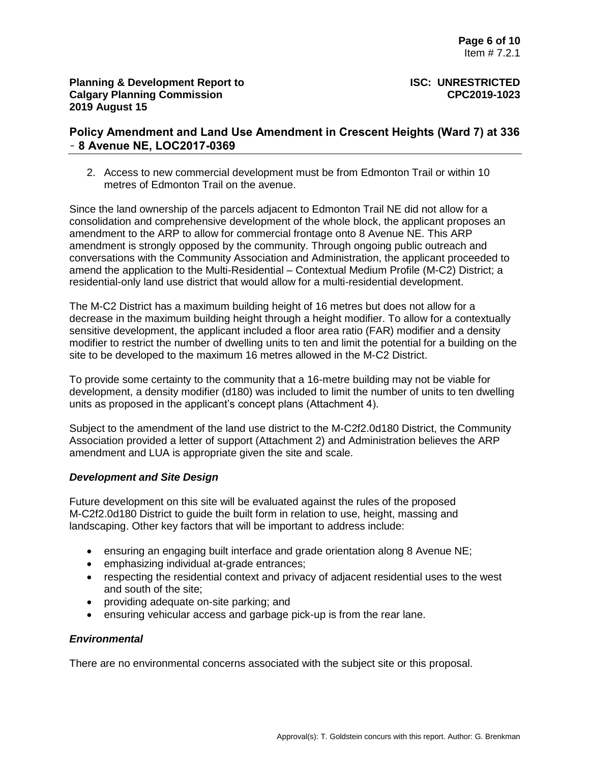2. Access to new commercial development must be from Edmonton Trail or within 10 metres of Edmonton Trail on the avenue.

Since the land ownership of the parcels adjacent to Edmonton Trail NE did not allow for a consolidation and comprehensive development of the whole block, the applicant proposes an amendment to the ARP to allow for commercial frontage onto 8 Avenue NE. This ARP amendment is strongly opposed by the community. Through ongoing public outreach and conversations with the Community Association and Administration, the applicant proceeded to amend the application to the Multi-Residential – Contextual Medium Profile (M-C2) District; a residential-only land use district that would allow for a multi-residential development.

The M-C2 District has a maximum building height of 16 metres but does not allow for a decrease in the maximum building height through a height modifier. To allow for a contextually sensitive development, the applicant included a floor area ratio (FAR) modifier and a density modifier to restrict the number of dwelling units to ten and limit the potential for a building on the site to be developed to the maximum 16 metres allowed in the M-C2 District.

To provide some certainty to the community that a 16-metre building may not be viable for development, a density modifier (d180) was included to limit the number of units to ten dwelling units as proposed in the applicant's concept plans (Attachment 4).

Subject to the amendment of the land use district to the M-C2f2.0d180 District, the Community Association provided a letter of support (Attachment 2) and Administration believes the ARP amendment and LUA is appropriate given the site and scale.

### *Development and Site Design*

Future development on this site will be evaluated against the rules of the proposed M-C2f2.0d180 District to guide the built form in relation to use, height, massing and landscaping. Other key factors that will be important to address include:

- ensuring an engaging built interface and grade orientation along 8 Avenue NE;
- emphasizing individual at-grade entrances;
- respecting the residential context and privacy of adjacent residential uses to the west and south of the site;
- providing adequate on-site parking; and
- ensuring vehicular access and garbage pick-up is from the rear lane.

### *Environmental*

There are no environmental concerns associated with the subject site or this proposal.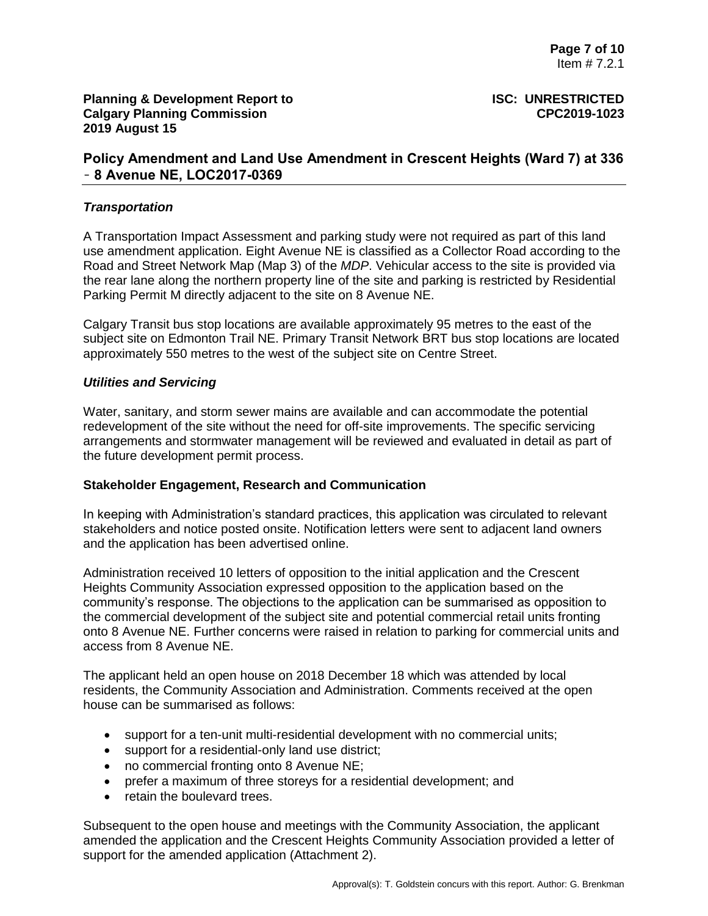### *Transportation*

A Transportation Impact Assessment and parking study were not required as part of this land use amendment application. Eight Avenue NE is classified as a Collector Road according to the Road and Street Network Map (Map 3) of the *MDP*. Vehicular access to the site is provided via the rear lane along the northern property line of the site and parking is restricted by Residential Parking Permit M directly adjacent to the site on 8 Avenue NE.

Calgary Transit bus stop locations are available approximately 95 metres to the east of the subject site on Edmonton Trail NE. Primary Transit Network BRT bus stop locations are located approximately 550 metres to the west of the subject site on Centre Street.

### *Utilities and Servicing*

Water, sanitary, and storm sewer mains are available and can accommodate the potential redevelopment of the site without the need for off-site improvements. The specific servicing arrangements and stormwater management will be reviewed and evaluated in detail as part of the future development permit process.

## Stakeholder Engagement, Research and Communication

In keeping with Administration's standard practices, this application was circulated to relevant stakeholders and notice posted onsite. Notification letters were sent to adjacent land owners and the application has been advertised online.

Administration received 10 letters of opposition to the initial application and the Crescent Heights Community Association expressed opposition to the application based on the community's response. The objections to the application can be summarised as opposition to the commercial development of the subject site and potential commercial retail units fronting onto 8 Avenue NE. Further concerns were raised in relation to parking for commercial units and access from 8 Avenue NE.

The applicant held an open house on 2018 December 18 which was attended by local residents, the Community Association and Administration. Comments received at the open house can be summarised as follows:

- support for a ten-unit multi-residential development with no commercial units;
- support for a residential-only land use district;
- no commercial fronting onto 8 Avenue NE;
- prefer a maximum of three storeys for a residential development; and
- retain the boulevard trees.

Subsequent to the open house and meetings with the Community Association, the applicant amended the application and the Crescent Heights Community Association provided a letter of support for the amended application (Attachment 2).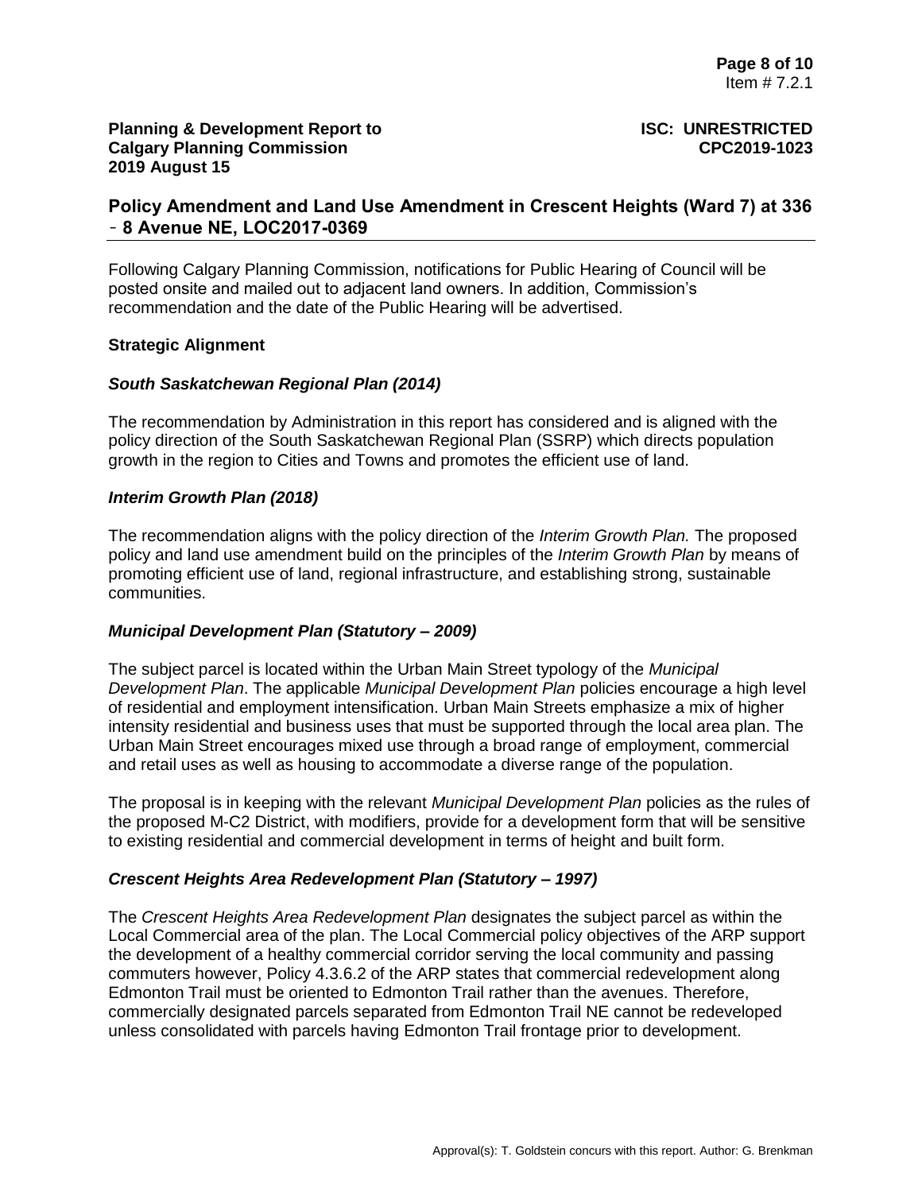Following Calgary Planning Commission, notifications for Public Hearing of Council will be posted onsite and mailed out to adjacent land owners. In addition, Commission's recommendation and the date of the Public Hearing will be advertised.

**Strategic Alignment**

***South Saskatchewan Regional Plan (2014)***

The recommendation by Administration in this report has considered and is aligned with the policy direction of the South Saskatchewan Regional Plan (SSRP) which directs population growth in the region to Cities and Towns and promotes the efficient use of land.

***Interim Growth Plan (2018)***

The recommendation aligns with the policy direction of the *Interim Growth Plan.* The proposed policy and land use amendment build on the principles of the *Interim Growth Plan* by means of promoting efficient use of land, regional infrastructure, and establishing strong, sustainable communities.

***Municipal Development Plan (Statutory – 2009)***

The subject parcel is located within the Urban Main Street typology of the *Municipal Development Plan*. The applicable *Municipal Development Plan* policies encourage a high level of residential and employment intensification. Urban Main Streets emphasize a mix of higher intensity residential and business uses that must be supported through the local area plan. The Urban Main Street encourages mixed use through a broad range of employment, commercial and retail uses as well as housing to accommodate a diverse range of the population.

The proposal is in keeping with the relevant *Municipal Development Plan* policies as the rules of the proposed M-C2 District, with modifiers, provide for a development form that will be sensitive to existing residential and commercial development in terms of height and built form.

***Crescent Heights Area Redevelopment Plan (Statutory – 1997)***

The *Crescent Heights Area Redevelopment Plan* designates the subject parcel as within the Local Commercial area of the plan. The Local Commercial policy objectives of the ARP support the development of a healthy commercial corridor serving the local community and passing commuters however, Policy 4.3.6.2 of the ARP states that commercial redevelopment along Edmonton Trail must be oriented to Edmonton Trail rather than the avenues. Therefore, commercially designated parcels separated from Edmonton Trail NE cannot be redeveloped unless consolidated with parcels having Edmonton Trail frontage prior to development.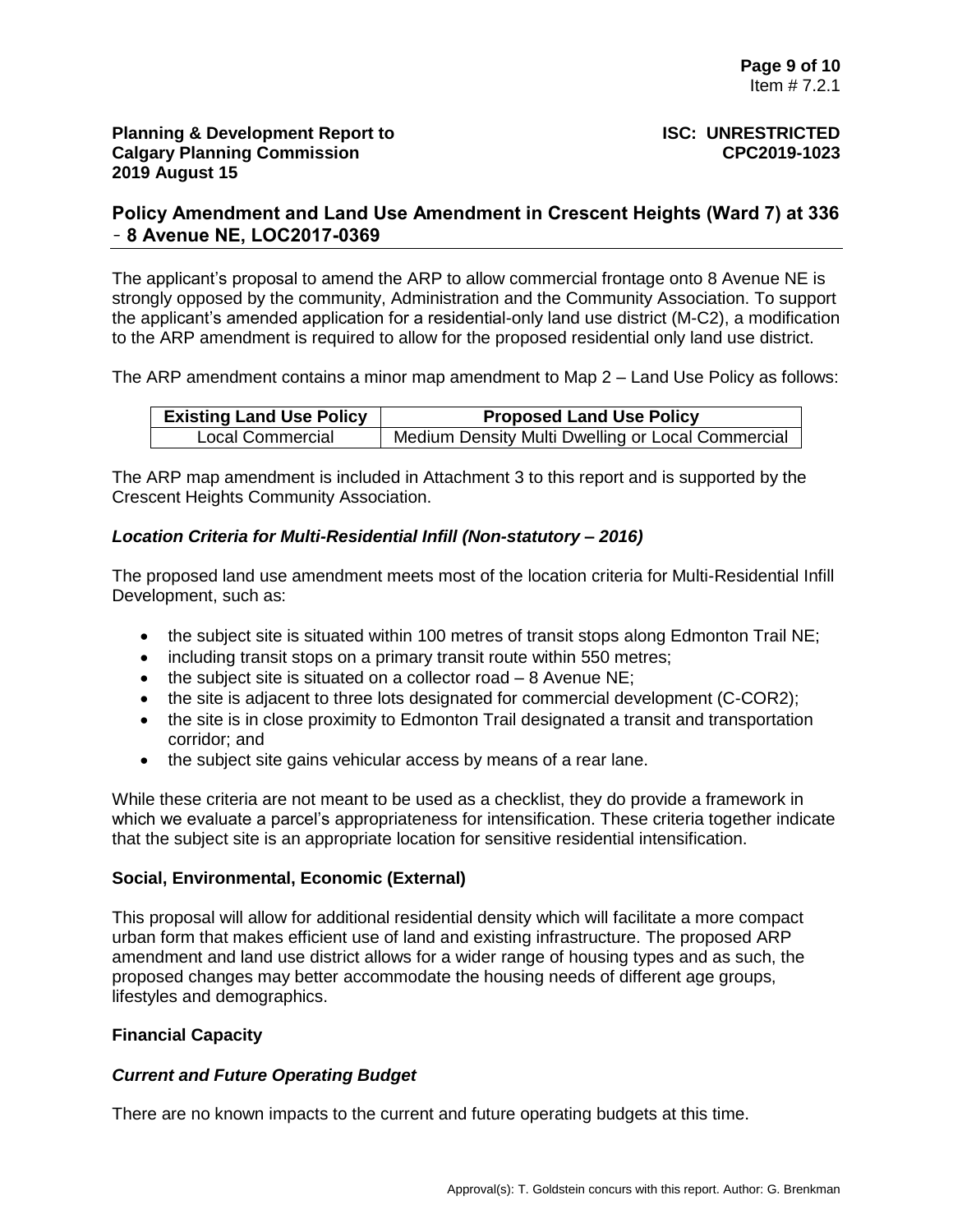The applicant's proposal to amend the ARP to allow commercial frontage onto 8 Avenue NE is strongly opposed by the community, Administration and the Community Association. To support the applicant's amended application for a residential-only land use district (M-C2), a modification to the ARP amendment is required to allow for the proposed residential only land use district.

The ARP amendment contains a minor map amendment to Map 2 – Land Use Policy as follows:

| Existing Land Use Policy | Proposed Land Use Policy |
| --- | --- |
| Local Commercial | Medium Density Multi Dwelling or Local Commercial |

The ARP map amendment is included in Attachment 3 to this report and is supported by the Crescent Heights Community Association.

***Location Criteria for Multi-Residential Infill (Non-statutory – 2016)***

The proposed land use amendment meets most of the location criteria for Multi-Residential Infill Development, such as:

- the subject site is situated within 100 metres of transit stops along Edmonton Trail NE;
- including transit stops on a primary transit route within 550 metres;
- the subject site is situated on a collector road – 8 Avenue NE;
- the site is adjacent to three lots designated for commercial development (C-COR2);
- the site is in close proximity to Edmonton Trail designated a transit and transportation corridor; and
- the subject site gains vehicular access by means of a rear lane.

While these criteria are not meant to be used as a checklist, they do provide a framework in which we evaluate a parcel's appropriateness for intensification. These criteria together indicate that the subject site is an appropriate location for sensitive residential intensification.

**Social, Environmental, Economic (External)**

This proposal will allow for additional residential density which will facilitate a more compact urban form that makes efficient use of land and existing infrastructure. The proposed ARP amendment and land use district allows for a wider range of housing types and as such, the proposed changes may better accommodate the housing needs of different age groups, lifestyles and demographics.

**Financial Capacity**

***Current and Future Operating Budget***

There are no known impacts to the current and future operating budgets at this time.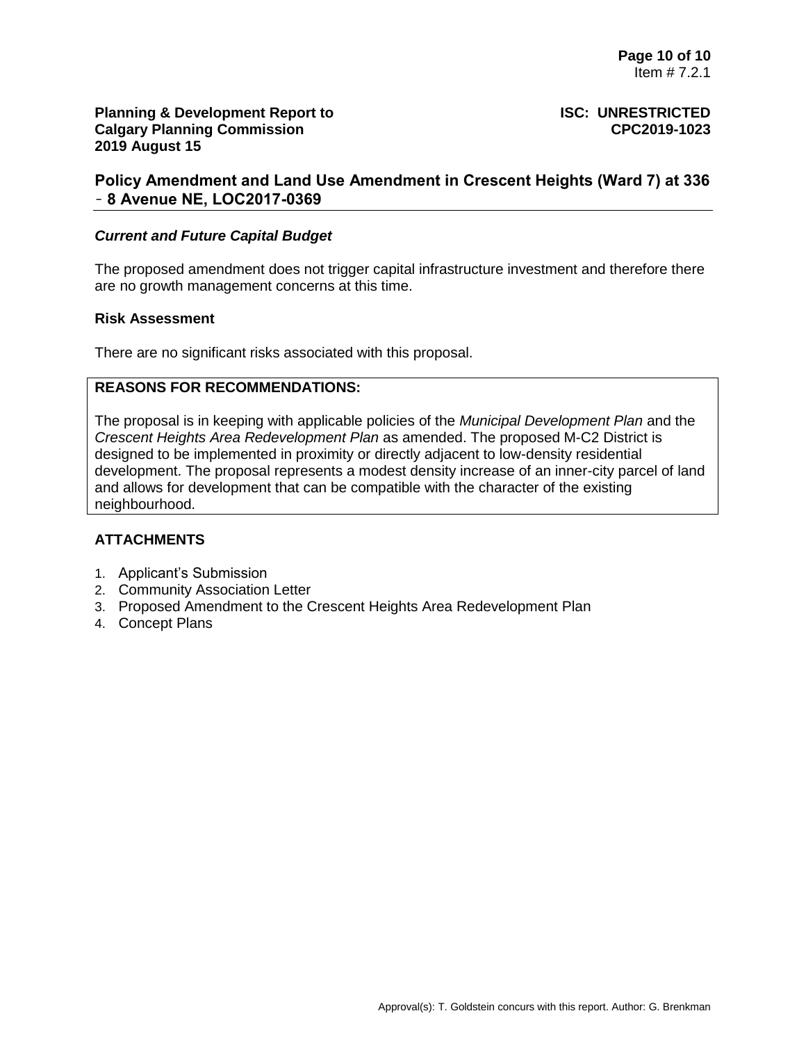### *Current and Future Capital Budget*

The proposed amendment does not trigger capital infrastructure investment and therefore there are no growth management concerns at this time.

**Risk Assessment**

There are no significant risks associated with this proposal.

**REASONS FOR RECOMMENDATIONS:**

The proposal is in keeping with applicable policies of the *Municipal Development Plan* and the *Crescent Heights Area Redevelopment Plan* as amended. The proposed M-C2 District is designed to be implemented in proximity or directly adjacent to low-density residential development. The proposal represents a modest density increase of an inner-city parcel of land and allows for development that can be compatible with the character of the existing neighbourhood.

**ATTACHMENTS**

1. Applicant's Submission
2. Community Association Letter
3. Proposed Amendment to the Crescent Heights Area Redevelopment Plan
4. Concept Plans

Approval(s): T. Goldstein concurs with this report. Author: G. Brenkman